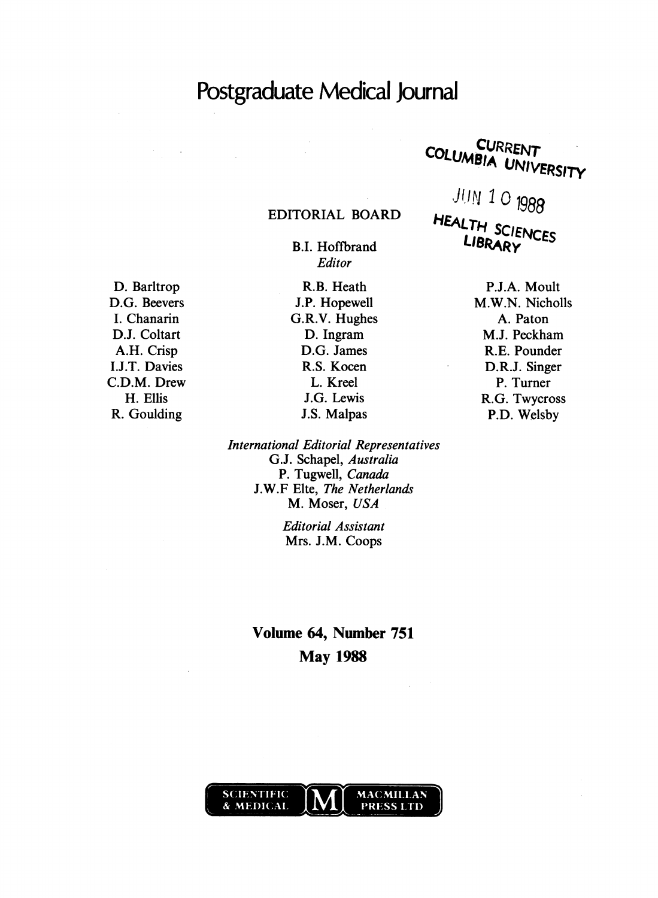# Postgraduate Medical Journal

CURRENT
COLUMBIA UNIVERSITY

JUN 10 1988

HEALTH SCIENCES
LIBRARY

## EDITORIAL BOARD

B.I. Hoffbrand
*Editor*

D. Barltrop
D.G. Beevers
I. Chanarin
D.J. Coltart
A.H. Crisp
I.J.T. Davies
C.D.M. Drew
H. Ellis
R. Goulding
R.B. Heath
J.P. Hopewell
G.R.V. Hughes
D. Ingram
D.G. James
R.S. Kocen
L. Kreel
J.G. Lewis
J.S. Malpas
P.J.A. Moult
M.W.N. Nicholls
A. Paton
M.J. Peckham
R.E. Pounder
D.R.J. Singer
P. Turner
R.G. Twycross
P.D. Welsby

*International Editorial Representatives*
G.J. Schapel, *Australia*
P. Tugwell, *Canada*
J.W.F Elte, *The Netherlands*
M. Moser, *USA*

*Editorial Assistant*
Mrs. J.M. Coops

**Volume 64, Number 751**
**May 1988**

SCIENTIFIC & MEDICAL M MACMILLAN PRESS LTD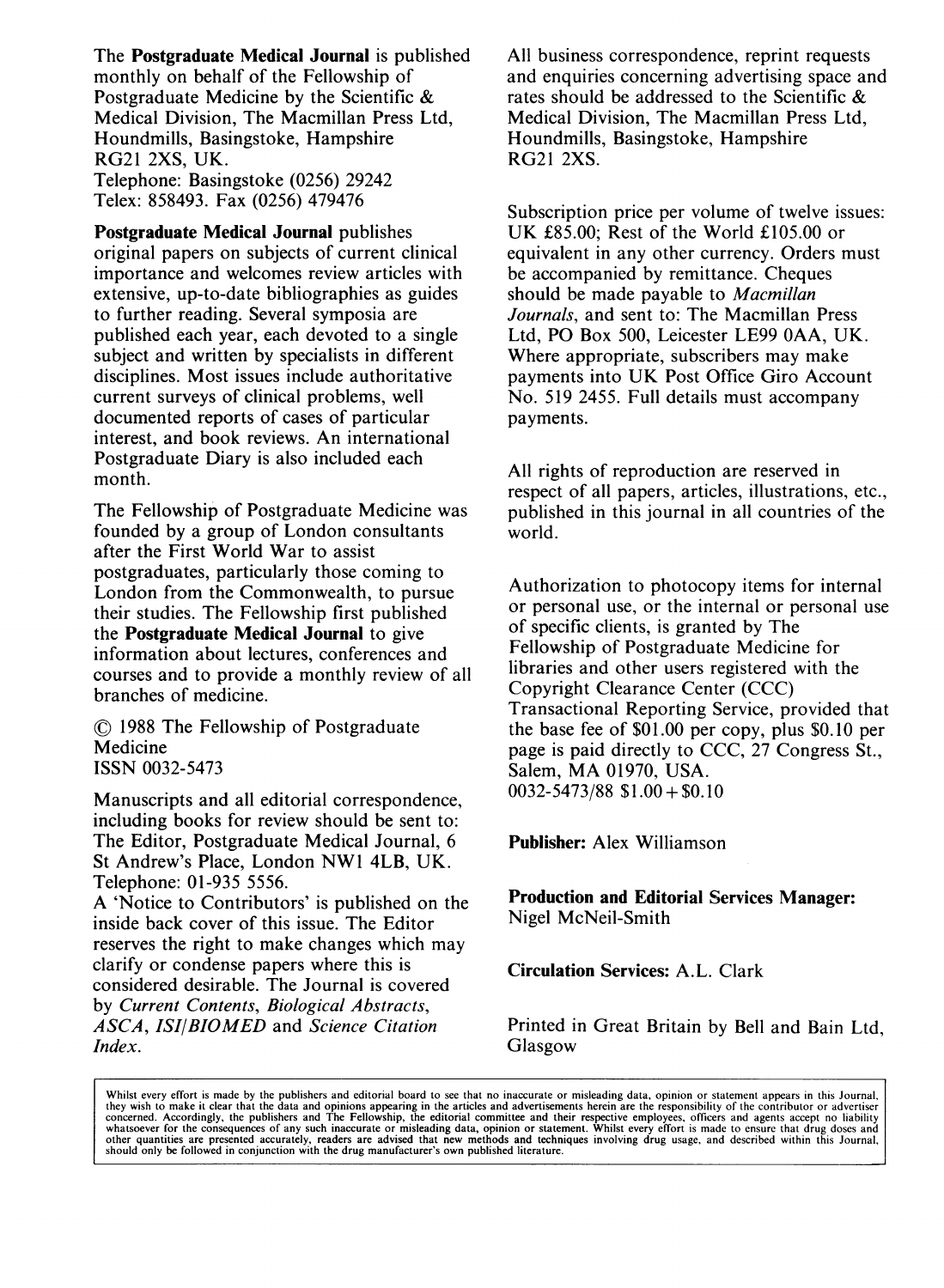The **Postgraduate Medical Journal** is published monthly on behalf of the Fellowship of Postgraduate Medicine by the Scientific & Medical Division, The Macmillan Press Ltd, Houndmills, Basingstoke, Hampshire RG21 2XS, UK.
Telephone: Basingstoke (0256) 29242
Telex: 858493. Fax (0256) 479476

**Postgraduate Medical Journal** publishes original papers on subjects of current clinical importance and welcomes review articles with extensive, up-to-date bibliographies as guides to further reading. Several symposia are published each year, each devoted to a single subject and written by specialists in different disciplines. Most issues include authoritative current surveys of clinical problems, well documented reports of cases of particular interest, and book reviews. An international Postgraduate Diary is also included each month.

The Fellowship of Postgraduate Medicine was founded by a group of London consultants after the First World War to assist postgraduates, particularly those coming to London from the Commonwealth, to pursue their studies. The Fellowship first published the **Postgraduate Medical Journal** to give information about lectures, conferences and courses and to provide a monthly review of all branches of medicine.

© 1988 The Fellowship of Postgraduate Medicine
ISSN 0032-5473

Manuscripts and all editorial correspondence, including books for review should be sent to: The Editor, Postgraduate Medical Journal, 6 St Andrew's Place, London NW1 4LB, UK.
Telephone: 01-935 5556.
A 'Notice to Contributors' is published on the inside back cover of this issue. The Editor reserves the right to make changes which may clarify or condense papers where this is considered desirable. The Journal is covered by *Current Contents*, *Biological Abstracts*, *ASCA*, *ISI/BIOMED* and *Science Citation Index*.

All business correspondence, reprint requests and enquiries concerning advertising space and rates should be addressed to the Scientific & Medical Division, The Macmillan Press Ltd, Houndmills, Basingstoke, Hampshire RG21 2XS.

Subscription price per volume of twelve issues: UK £85.00; Rest of the World £105.00 or equivalent in any other currency. Orders must be accompanied by remittance. Cheques should be made payable to *Macmillan Journals*, and sent to: The Macmillan Press Ltd, PO Box 500, Leicester LE99 0AA, UK. Where appropriate, subscribers may make payments into UK Post Office Giro Account No. 519 2455. Full details must accompany payments.

All rights of reproduction are reserved in respect of all papers, articles, illustrations, etc., published in this journal in all countries of the world.

Authorization to photocopy items for internal or personal use, or the internal or personal use of specific clients, is granted by The Fellowship of Postgraduate Medicine for libraries and other users registered with the Copyright Clearance Center (CCC) Transactional Reporting Service, provided that the base fee of $01.00 per copy, plus $0.10 per page is paid directly to CCC, 27 Congress St., Salem, MA 01970, USA.
0032-5473/88 $1.00 + $0.10

**Publisher:** Alex Williamson

**Production and Editorial Services Manager:** Nigel McNeil-Smith

**Circulation Services:** A.L. Clark

Printed in Great Britain by Bell and Bain Ltd, Glasgow

Whilst every effort is made by the publishers and editorial board to see that no inaccurate or misleading data, opinion or statement appears in this Journal, they wish to make it clear that the data and opinions appearing in the articles and advertisements herein are the responsibility of the contributor or advertiser concerned. Accordingly, the publishers and The Fellowship, the editorial committee and their respective employees, officers and agents accept no liability whatsoever for the consequences of any such inaccurate or misleading data, opinion or statement. Whilst every effort is made to ensure that drug doses and other quantities are presented accurately, readers are advised that new methods and techniques involving drug usage, and described within this Journal, should only be followed in conjunction with the drug manufacturer's own published literature.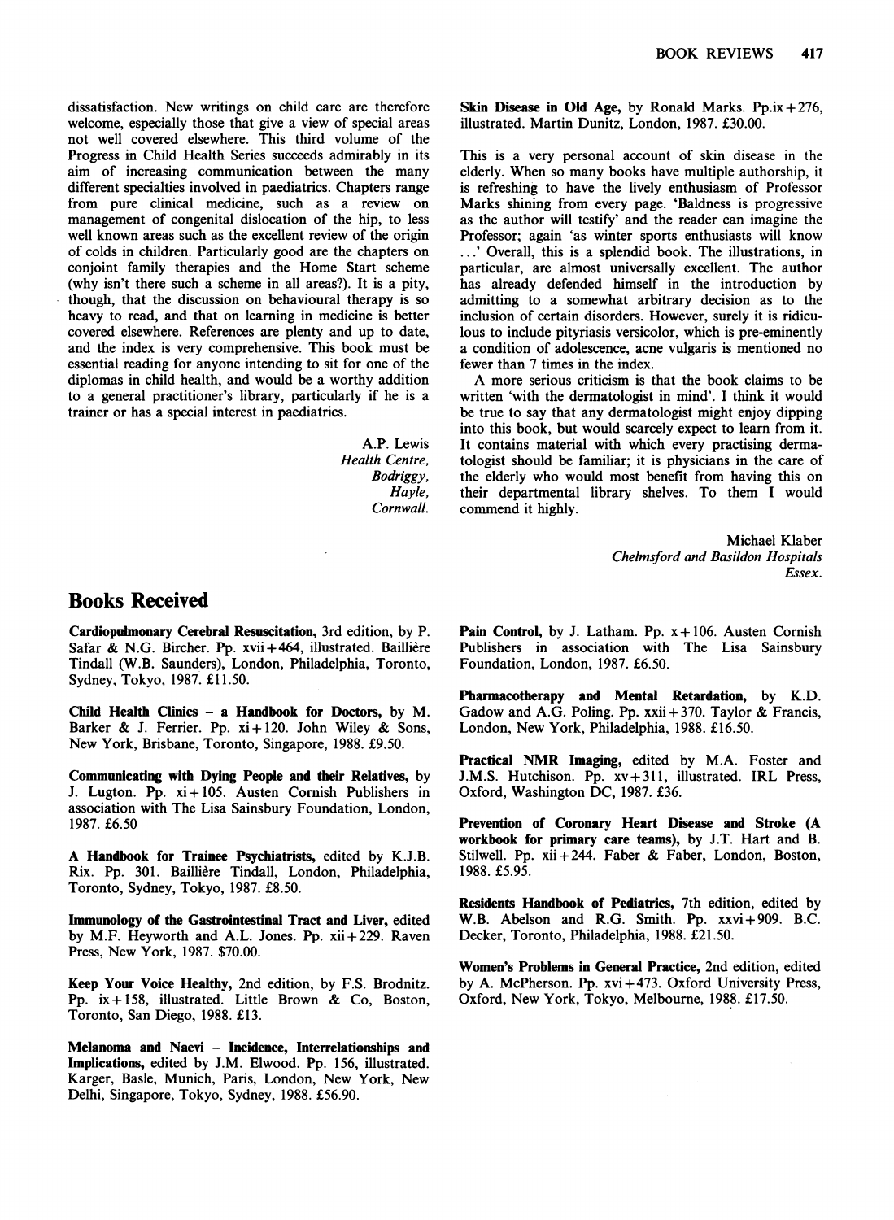dissatisfaction. New writings on child care are therefore welcome, especially those that give a view of special areas not well covered elsewhere. This third volume of the Progress in Child Health Series succeeds admirably in its aim of increasing communication between the many different specialties involved in paediatrics. Chapters range from pure clinical medicine, such as a review on management of congenital dislocation of the hip, to less well known areas such as the excellent review of the origin of colds in children. Particularly good are the chapters on conjoint family therapies and the Home Start scheme (why isn't there such a scheme in all areas?). It is a pity, though, that the discussion on behavioural therapy is so heavy to read, and that on learning in medicine is better covered elsewhere. References are plenty and up to date, and the index is very comprehensive. This book must be essential reading for anyone intending to sit for one of the diplomas in child health, and would be a worthy addition to a general practitioner's library, particularly if he is a trainer or has a special interest in paediatrics.

A.P. Lewis
*Health Centre,*
*Bodriggy,*
*Hayle,*
*Cornwall.*

**Skin Disease in Old Age,** by Ronald Marks. Pp.ix + 276, illustrated. Martin Dunitz, London, 1987. £30.00.

This is a very personal account of skin disease in the elderly. When so many books have multiple authorship, it is refreshing to have the lively enthusiasm of Professor Marks shining from every page. 'Baldness is progressive as the author will testify' and the reader can imagine the Professor; again 'as winter sports enthusiasts will know ...' Overall, this is a splendid book. The illustrations, in particular, are almost universally excellent. The author has already defended himself in the introduction by admitting to a somewhat arbitrary decision as to the inclusion of certain disorders. However, surely it is ridiculous to include pityriasis versicolor, which is pre-eminently a condition of adolescence, acne vulgaris is mentioned no fewer than 7 times in the index.

A more serious criticism is that the book claims to be written 'with the dermatologist in mind'. I think it would be true to say that any dermatologist might enjoy dipping into this book, but would scarcely expect to learn from it. It contains material with which every practising dermatologist should be familiar; it is physicians in the care of the elderly who would most benefit from having this on their departmental library shelves. To them I would commend it highly.

Michael Klaber
*Chelmsford and Basildon Hospitals*
*Essex.*

## Books Received

**Cardiopulmonary Cerebral Resuscitation,** 3rd edition, by P. Safar & N.G. Bircher. Pp. xvii + 464, illustrated. Baillière Tindall (W.B. Saunders), London, Philadelphia, Toronto, Sydney, Tokyo, 1987. £11.50.

**Child Health Clinics – a Handbook for Doctors,** by M. Barker & J. Ferrier. Pp. xi + 120. John Wiley & Sons, New York, Brisbane, Toronto, Singapore, 1988. £9.50.

**Communicating with Dying People and their Relatives,** by J. Lugton. Pp. xi + 105. Austen Cornish Publishers in association with The Lisa Sainsbury Foundation, London, 1987. £6.50

**A Handbook for Trainee Psychiatrists,** edited by K.J.B. Rix. Pp. 301. Baillière Tindall, London, Philadelphia, Toronto, Sydney, Tokyo, 1987. £8.50.

**Immunology of the Gastrointestinal Tract and Liver,** edited by M.F. Heyworth and A.L. Jones. Pp. xii + 229. Raven Press, New York, 1987. $70.00.

**Keep Your Voice Healthy,** 2nd edition, by F.S. Brodnitz. Pp. ix + 158, illustrated. Little Brown & Co, Boston, Toronto, San Diego, 1988. £13.

**Melanoma and Naevi – Incidence, Interrelationships and Implications,** edited by J.M. Elwood. Pp. 156, illustrated. Karger, Basle, Munich, Paris, London, New York, New Delhi, Singapore, Tokyo, Sydney, 1988. £56.90.

**Pain Control,** by J. Latham. Pp. x + 106. Austen Cornish Publishers in association with The Lisa Sainsbury Foundation, London, 1987. £6.50.

**Pharmacotherapy and Mental Retardation,** by K.D. Gadow and A.G. Poling. Pp. xxii + 370. Taylor & Francis, London, New York, Philadelphia, 1988. £16.50.

**Practical NMR Imaging,** edited by M.A. Foster and J.M.S. Hutchison. Pp. xv + 311, illustrated. IRL Press, Oxford, Washington DC, 1987. £36.

**Prevention of Coronary Heart Disease and Stroke (A workbook for primary care teams),** by J.T. Hart and B. Stilwell. Pp. xii + 244. Faber & Faber, London, Boston, 1988. £5.95.

**Residents Handbook of Pediatrics,** 7th edition, edited by W.B. Abelson and R.G. Smith. Pp. xxvi + 909. B.C. Decker, Toronto, Philadelphia, 1988. £21.50.

**Women's Problems in General Practice,** 2nd edition, edited by A. McPherson. Pp. xvi + 473. Oxford University Press, Oxford, New York, Tokyo, Melbourne, 1988. £17.50.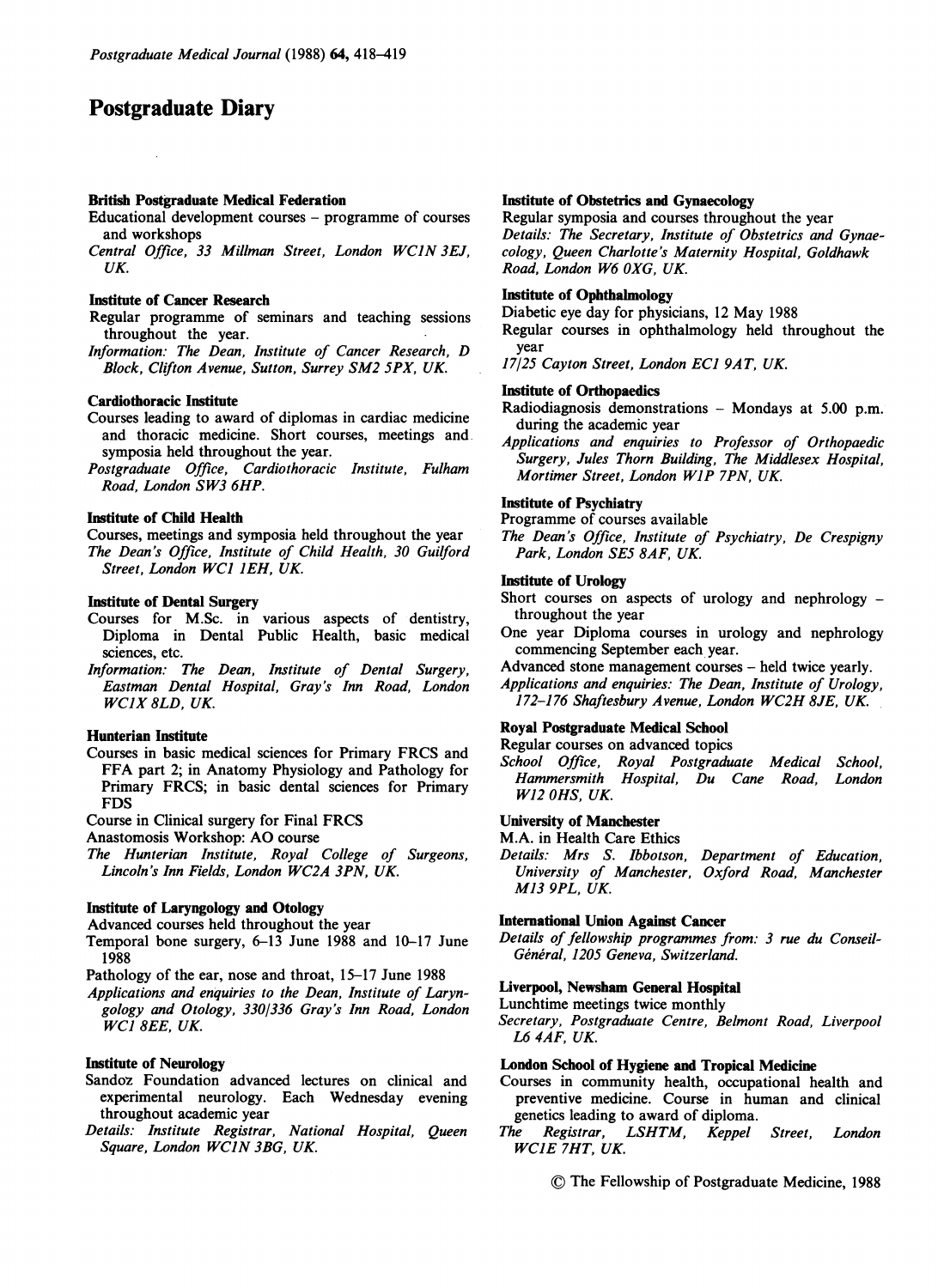# Postgraduate Diary

**British Postgraduate Medical Federation**
Educational development courses – programme of courses and workshops
*Central Office, 33 Millman Street, London WC1N 3EJ, UK.*

**Institute of Cancer Research**
Regular programme of seminars and teaching sessions throughout the year.
*Information: The Dean, Institute of Cancer Research, D Block, Clifton Avenue, Sutton, Surrey SM2 5PX, UK.*

**Cardiothoracic Institute**
Courses leading to award of diplomas in cardiac medicine and thoracic medicine. Short courses, meetings and symposia held throughout the year.
*Postgraduate Office, Cardiothoracic Institute, Fulham Road, London SW3 6HP.*

**Institute of Child Health**
Courses, meetings and symposia held throughout the year
*The Dean's Office, Institute of Child Health, 30 Guilford Street, London WC1 1EH, UK.*

**Institute of Dental Surgery**
Courses for M.Sc. in various aspects of dentistry, Diploma in Dental Public Health, basic medical sciences, etc.
*Information: The Dean, Institute of Dental Surgery, Eastman Dental Hospital, Gray's Inn Road, London WC1X 8LD, UK.*

**Hunterian Institute**
Courses in basic medical sciences for Primary FRCS and FFA part 2; in Anatomy Physiology and Pathology for Primary FRCS; in basic dental sciences for Primary FDS
Course in Clinical surgery for Final FRCS
Anastomosis Workshop: AO course
*The Hunterian Institute, Royal College of Surgeons, Lincoln's Inn Fields, London WC2A 3PN, UK.*

**Institute of Laryngology and Otology**
Advanced courses held throughout the year
Temporal bone surgery, 6–13 June 1988 and 10–17 June 1988
Pathology of the ear, nose and throat, 15–17 June 1988
*Applications and enquiries to the Dean, Institute of Laryngology and Otology, 330/336 Gray's Inn Road, London WC1 8EE, UK.*

**Institute of Neurology**
Sandoz Foundation advanced lectures on clinical and experimental neurology. Each Wednesday evening throughout academic year
*Details: Institute Registrar, National Hospital, Queen Square, London WC1N 3BG, UK.*

**Institute of Obstetrics and Gynaecology**
Regular symposia and courses throughout the year
*Details: The Secretary, Institute of Obstetrics and Gynaecology, Queen Charlotte's Maternity Hospital, Goldhawk Road, London W6 0XG, UK.*

**Institute of Ophthalmology**
Diabetic eye day for physicians, 12 May 1988
Regular courses in ophthalmology held throughout the year
*17/25 Cayton Street, London EC1 9AT, UK.*

**Institute of Orthopaedics**
Radiodiagnosis demonstrations – Mondays at 5.00 p.m. during the academic year
*Applications and enquiries to Professor of Orthopaedic Surgery, Jules Thorn Building, The Middlesex Hospital, Mortimer Street, London W1P 7PN, UK.*

**Institute of Psychiatry**
Programme of courses available
*The Dean's Office, Institute of Psychiatry, De Crespigny Park, London SE5 8AF, UK.*

**Institute of Urology**
Short courses on aspects of urology and nephrology – throughout the year
One year Diploma courses in urology and nephrology commencing September each year.
Advanced stone management courses – held twice yearly.
*Applications and enquiries: The Dean, Institute of Urology, 172–176 Shaftesbury Avenue, London WC2H 8JE, UK.*

**Royal Postgraduate Medical School**
Regular courses on advanced topics
*School Office, Royal Postgraduate Medical School, Hammersmith Hospital, Du Cane Road, London W12 0HS, UK.*

**University of Manchester**
M.A. in Health Care Ethics
*Details: Mrs S. Ibbotson, Department of Education, University of Manchester, Oxford Road, Manchester M13 9PL, UK.*

**International Union Against Cancer**
*Details of fellowship programmes from: 3 rue du Conseil-Général, 1205 Geneva, Switzerland.*

**Liverpool, Newsham General Hospital**
Lunchtime meetings twice monthly
*Secretary, Postgraduate Centre, Belmont Road, Liverpool L6 4AF, UK.*

**London School of Hygiene and Tropical Medicine**
Courses in community health, occupational health and preventive medicine. Course in human and clinical genetics leading to award of diploma.
*The Registrar, LSHTM, Keppel Street, London WC1E 7HT, UK.*

© The Fellowship of Postgraduate Medicine, 1988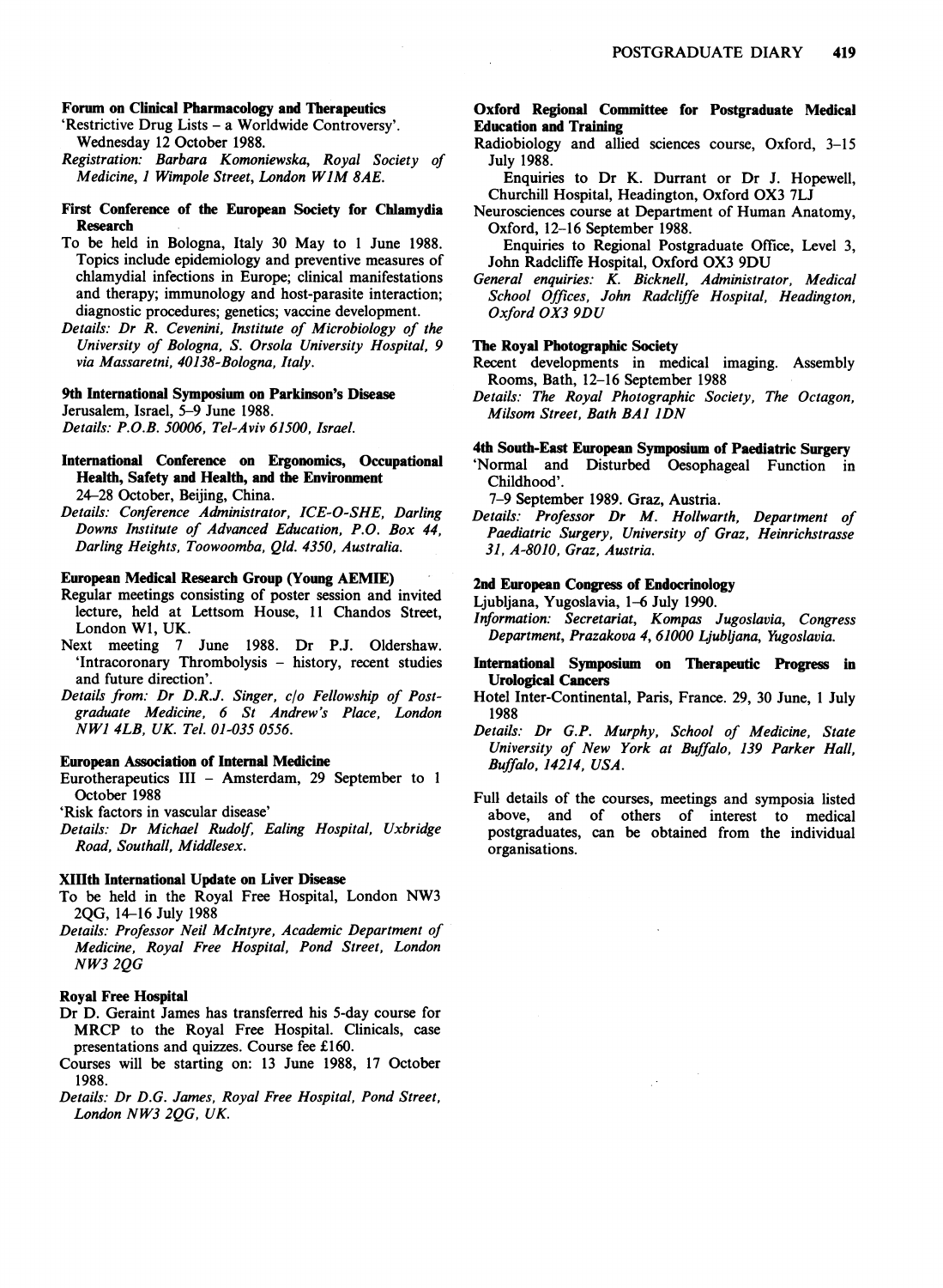**Forum on Clinical Pharmacology and Therapeutics**

'Restrictive Drug Lists – a Worldwide Controversy'. Wednesday 12 October 1988.

*Registration: Barbara Komoniewska, Royal Society of Medicine, 1 Wimpole Street, London W1M 8AE.*

**First Conference of the European Society for Chlamydia Research**

To be held in Bologna, Italy 30 May to 1 June 1988. Topics include epidemiology and preventive measures of chlamydial infections in Europe; clinical manifestations and therapy; immunology and host-parasite interaction; diagnostic procedures; genetics; vaccine development.

*Details: Dr R. Cevenini, Institute of Microbiology of the University of Bologna, S. Orsola University Hospital, 9 via Massaretni, 40138-Bologna, Italy.*

**9th International Symposium on Parkinson's Disease**

Jerusalem, Israel, 5–9 June 1988.

*Details: P.O.B. 50006, Tel-Aviv 61500, Israel.*

**International Conference on Ergonomics, Occupational Health, Safety and Health, and the Environment**

24–28 October, Beijing, China.

*Details: Conference Administrator, ICE-O-SHE, Darling Downs Institute of Advanced Education, P.O. Box 44, Darling Heights, Toowoomba, Qld. 4350, Australia.*

**European Medical Research Group (Young AEMIE)**

Regular meetings consisting of poster session and invited lecture, held at Lettsom House, 11 Chandos Street, London W1, UK.

Next meeting 7 June 1988. Dr P.J. Oldershaw. 'Intracoronary Thrombolysis – history, recent studies and future direction'.

*Details from: Dr D.R.J. Singer, c/o Fellowship of Postgraduate Medicine, 6 St Andrew's Place, London NW1 4LB, UK. Tel. 01-035 0556.*

**European Association of Internal Medicine**

Eurotherapeutics III – Amsterdam, 29 September to 1 October 1988

'Risk factors in vascular disease'

*Details: Dr Michael Rudolf, Ealing Hospital, Uxbridge Road, Southall, Middlesex.*

**XIIIth International Update on Liver Disease**

To be held in the Royal Free Hospital, London NW3 2QG, 14–16 July 1988

*Details: Professor Neil McIntyre, Academic Department of Medicine, Royal Free Hospital, Pond Street, London NW3 2QG*

**Royal Free Hospital**

Dr D. Geraint James has transferred his 5-day course for MRCP to the Royal Free Hospital. Clinicals, case presentations and quizzes. Course fee £160.

Courses will be starting on: 13 June 1988, 17 October 1988.

*Details: Dr D.G. James, Royal Free Hospital, Pond Street, London NW3 2QG, UK.*

**Oxford Regional Committee for Postgraduate Medical Education and Training**

Radiobiology and allied sciences course, Oxford, 3–15 July 1988.

Enquiries to Dr K. Durrant or Dr J. Hopewell, Churchill Hospital, Headington, Oxford OX3 7LJ

Neurosciences course at Department of Human Anatomy, Oxford, 12–16 September 1988.

Enquiries to Regional Postgraduate Office, Level 3, John Radcliffe Hospital, Oxford OX3 9DU

*General enquiries: K. Bicknell, Administrator, Medical School Offices, John Radcliffe Hospital, Headington, Oxford OX3 9DU*

**The Royal Photographic Society**

Recent developments in medical imaging. Assembly Rooms, Bath, 12–16 September 1988

*Details: The Royal Photographic Society, The Octagon, Milsom Street, Bath BA1 1DN*

**4th South-East European Symposium of Paediatric Surgery**

'Normal and Disturbed Oesophageal Function in Childhood'.

7–9 September 1989. Graz, Austria.

*Details: Professor Dr M. Hollwarth, Department of Paediatric Surgery, University of Graz, Heinrichstrasse 31, A-8010, Graz, Austria.*

**2nd European Congress of Endocrinology**

Ljubljana, Yugoslavia, 1–6 July 1990.

*Information: Secretariat, Kompas Jugoslavia, Congress Department, Prazakova 4, 61000 Ljubljana, Yugoslavia.*

**International Symposium on Therapeutic Progress in Urological Cancers**

Hotel Inter-Continental, Paris, France. 29, 30 June, 1 July 1988

*Details: Dr G.P. Murphy, School of Medicine, State University of New York at Buffalo, 139 Parker Hall, Buffalo, 14214, USA.*

Full details of the courses, meetings and symposia listed above, and of others of interest to medical postgraduates, can be obtained from the individual organisations.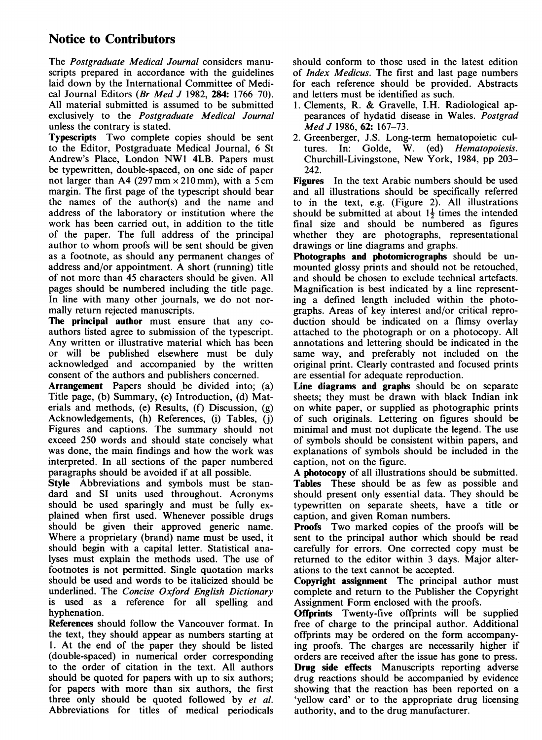# Notice to Contributors

The *Postgraduate Medical Journal* considers manuscripts prepared in accordance with the guidelines laid down by the International Committee of Medical Journal Editors (*Br Med J* 1982, **284:** 1766–70). All material submitted is assumed to be submitted exclusively to the *Postgraduate Medical Journal* unless the contrary is stated.

**Typescripts** Two complete copies should be sent to the Editor, Postgraduate Medical Journal, 6 St Andrew's Place, London NW1 4LB. Papers must be typewritten, double-spaced, on one side of paper not larger than A4 (297 mm × 210 mm), with a 5 cm margin. The first page of the typescript should bear the names of the author(s) and the name and address of the laboratory or institution where the work has been carried out, in addition to the title of the paper. The full address of the principal author to whom proofs will be sent should be given as a footnote, as should any permanent changes of address and/or appointment. A short (running) title of not more than 45 characters should be given. All pages should be numbered including the title page. In line with many other journals, we do not normally return rejected manuscripts.

**The principal author** must ensure that any co-authors listed agree to submission of the typescript. Any written or illustrative material which has been or will be published elsewhere must be duly acknowledged and accompanied by the written consent of the authors and publishers concerned.

**Arrangement** Papers should be divided into; (a) Title page, (b) Summary, (c) Introduction, (d) Materials and methods, (e) Results, (f) Discussion, (g) Acknowledgements, (h) References, (i) Tables, (j) Figures and captions. The summary should not exceed 250 words and should state concisely what was done, the main findings and how the work was interpreted. In all sections of the paper numbered paragraphs should be avoided if at all possible.

**Style** Abbreviations and symbols must be standard and SI units used throughout. Acronyms should be used sparingly and must be fully explained when first used. Whenever possible drugs should be given their approved generic name. Where a proprietary (brand) name must be used, it should begin with a capital letter. Statistical analyses must explain the methods used. The use of footnotes is not permitted. Single quotation marks should be used and words to be italicized should be underlined. The *Concise Oxford English Dictionary* is used as a reference for all spelling and hyphenation.

**References** should follow the Vancouver format. In the text, they should appear as numbers starting at 1. At the end of the paper they should be listed (double-spaced) in numerical order corresponding to the order of citation in the text. All authors should be quoted for papers with up to six authors; for papers with more than six authors, the first three only should be quoted followed by *et al.* Abbreviations for titles of medical periodicals should conform to those used in the latest edition of *Index Medicus*. The first and last page numbers for each reference should be provided. Abstracts and letters must be identified as such.

1. Clements, R. & Gravelle, I.H. Radiological appearances of hydatid disease in Wales. *Postgrad Med J* 1986, **62:** 167–73.
2. Greenberger, J.S. Long-term hematopoietic cultures. In: Golde, W. (ed) *Hematopoiesis*. Churchill-Livingstone, New York, 1984, pp 203–242.

**Figures** In the text Arabic numbers should be used and all illustrations should be specifically referred to in the text, e.g. (Figure 2). All illustrations should be submitted at about $1\frac{1}{2}$ times the intended final size and should be numbered as figures whether they are photographs, representational drawings or line diagrams and graphs.

**Photographs and photomicrographs** should be unmounted glossy prints and should not be retouched, and should be chosen to exclude technical artefacts. Magnification is best indicated by a line representing a defined length included within the photographs. Areas of key interest and/or critical reproduction should be indicated on a flimsy overlay attached to the photograph or on a photocopy. All annotations and lettering should be indicated in the same way, and preferably not included on the original print. Clearly contrasted and focused prints are essential for adequate reproduction.

**Line diagrams and graphs** should be on separate sheets; they must be drawn with black Indian ink on white paper, or supplied as photographic prints of such originals. Lettering on figures should be minimal and must not duplicate the legend. The use of symbols should be consistent within papers, and explanations of symbols should be included in the caption, not on the figure.

**A photocopy** of all illustrations should be submitted.

**Tables** These should be as few as possible and should present only essential data. They should be typewritten on separate sheets, have a title or caption, and given Roman numbers.

**Proofs** Two marked copies of the proofs will be sent to the principal author which should be read carefully for errors. One corrected copy must be returned to the editor within 3 days. Major alterations to the text cannot be accepted.

**Copyright assignment** The principal author must complete and return to the Publisher the Copyright Assignment Form enclosed with the proofs.

**Offprints** Twenty-five offprints will be supplied free of charge to the principal author. Additional offprints may be ordered on the form accompanying proofs. The charges are necessarily higher if orders are received after the issue has gone to press.

**Drug side effects** Manuscripts reporting adverse drug reactions should be accompanied by evidence showing that the reaction has been reported on a 'yellow card' or to the appropriate drug licensing authority, and to the drug manufacturer.